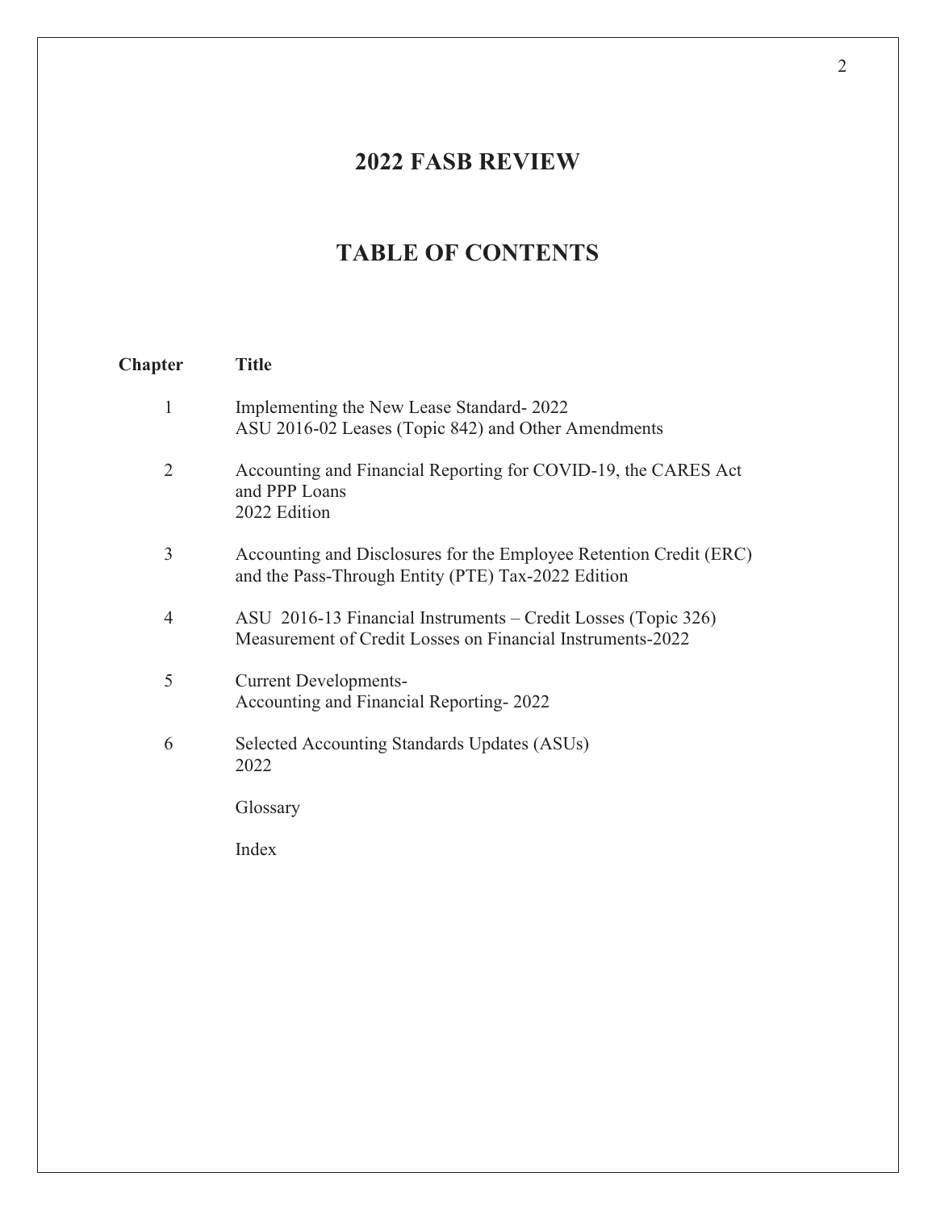# 2022 FASB REVIEW

# TABLE OF CONTENTS

| Chapter | Title |
|---|---|
| 1 | Implementing the New Lease Standard- 2022<br>ASU 2016-02 Leases (Topic 842) and Other Amendments |
| 2 | Accounting and Financial Reporting for COVID-19, the CARES Act and PPP Loans<br>2022 Edition |
| 3 | Accounting and Disclosures for the Employee Retention Credit (ERC) and the Pass-Through Entity (PTE) Tax-2022 Edition |
| 4 | ASU 2016-13 Financial Instruments – Credit Losses (Topic 326)<br>Measurement of Credit Losses on Financial Instruments-2022 |
| 5 | Current Developments-<br>Accounting and Financial Reporting- 2022 |
| 6 | Selected Accounting Standards Updates (ASUs)<br>2022 |
| | Glossary |
| | Index |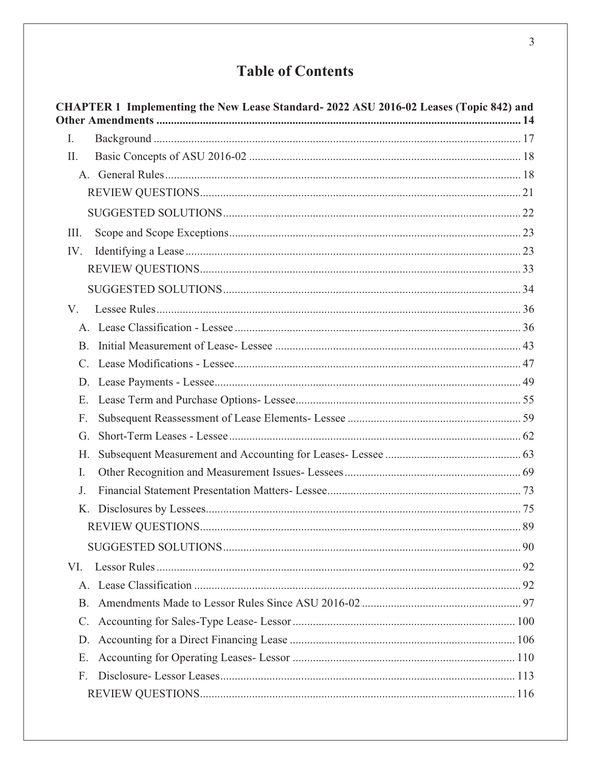# Table of Contents

**CHAPTER 1 Implementing the New Lease Standard- 2022 ASU 2016-02 Leases (Topic 842) and Other Amendments ... 14**

- I. Background ... 17
- II. Basic Concepts of ASU 2016-02 ... 18
  - A. General Rules ... 18
    - REVIEW QUESTIONS ... 21
    - SUGGESTED SOLUTIONS ... 22
- III. Scope and Scope Exceptions ... 23
- IV. Identifying a Lease ... 23
  - REVIEW QUESTIONS ... 33
  - SUGGESTED SOLUTIONS ... 34
- V. Lessee Rules ... 36
  - A. Lease Classification - Lessee ... 36
  - B. Initial Measurement of Lease- Lessee ... 43
  - C. Lease Modifications - Lessee ... 47
  - D. Lease Payments - Lessee ... 49
  - E. Lease Term and Purchase Options- Lessee ... 55
  - F. Subsequent Reassessment of Lease Elements- Lessee ... 59
  - G. Short-Term Leases - Lessee ... 62
  - H. Subsequent Measurement and Accounting for Leases- Lessee ... 63
  - I. Other Recognition and Measurement Issues- Lessees ... 69
  - J. Financial Statement Presentation Matters- Lessee ... 73
  - K. Disclosures by Lessees ... 75
    - REVIEW QUESTIONS ... 89
    - SUGGESTED SOLUTIONS ... 90
- VI. Lessor Rules ... 92
  - A. Lease Classification ... 92
  - B. Amendments Made to Lessor Rules Since ASU 2016-02 ... 97
  - C. Accounting for Sales-Type Lease- Lessor ... 100
  - D. Accounting for a Direct Financing Lease ... 106
  - E. Accounting for Operating Leases- Lessor ... 110
  - F. Disclosure- Lessor Leases ... 113
    - REVIEW QUESTIONS ... 116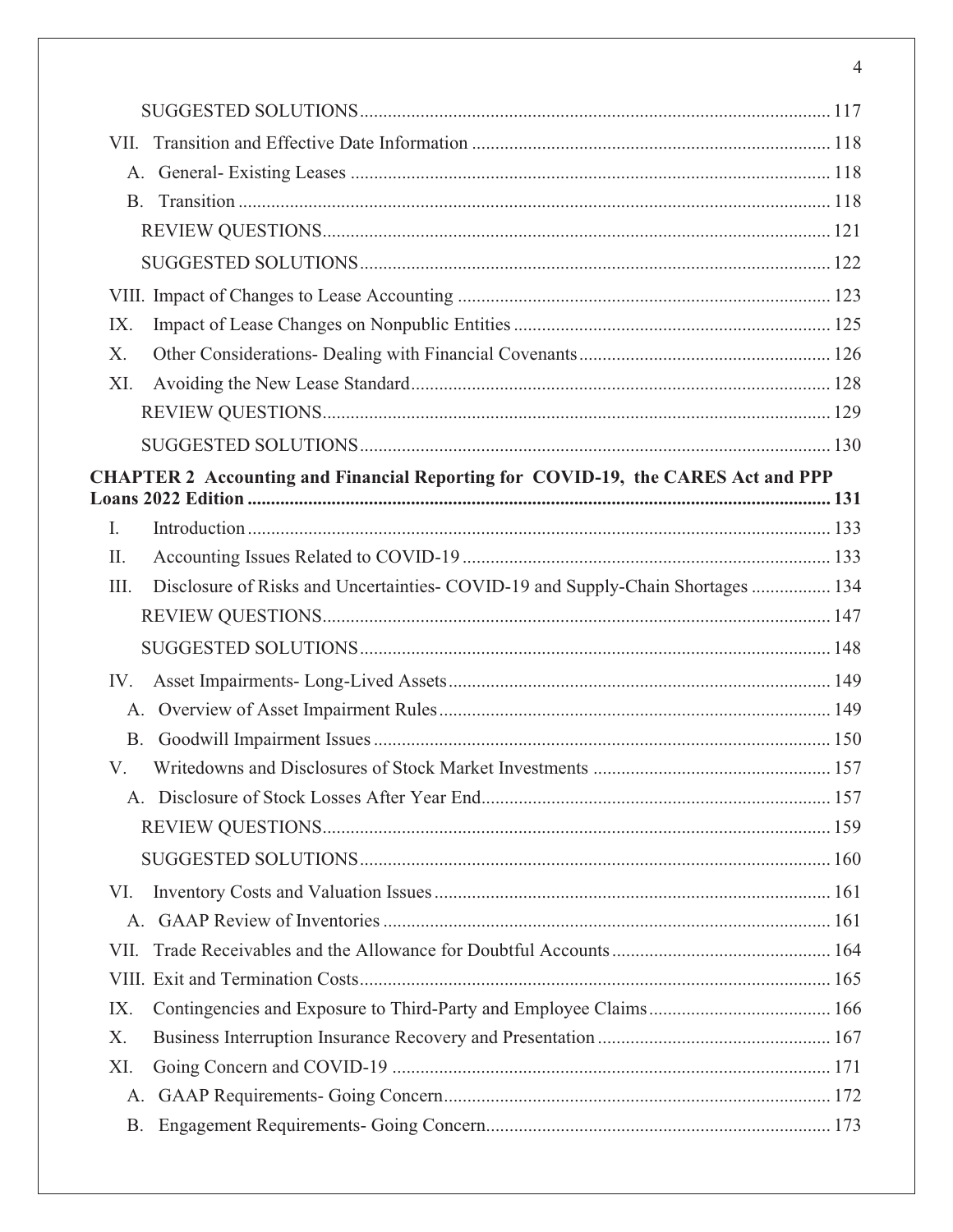SUGGESTED SOLUTIONS .......... 117

VII. Transition and Effective Date Information .......... 118

A. General- Existing Leases .......... 118

B. Transition .......... 118

REVIEW QUESTIONS .......... 121

SUGGESTED SOLUTIONS .......... 122

VIII. Impact of Changes to Lease Accounting .......... 123

IX. Impact of Lease Changes on Nonpublic Entities .......... 125

X. Other Considerations- Dealing with Financial Covenants .......... 126

XI. Avoiding the New Lease Standard .......... 128

REVIEW QUESTIONS .......... 129

SUGGESTED SOLUTIONS .......... 130

**CHAPTER 2 Accounting and Financial Reporting for COVID-19, the CARES Act and PPP Loans 2022 Edition .......... 131**

I. Introduction .......... 133

II. Accounting Issues Related to COVID-19 .......... 133

III. Disclosure of Risks and Uncertainties- COVID-19 and Supply-Chain Shortages .......... 134

REVIEW QUESTIONS .......... 147

SUGGESTED SOLUTIONS .......... 148

IV. Asset Impairments- Long-Lived Assets .......... 149

A. Overview of Asset Impairment Rules .......... 149

B. Goodwill Impairment Issues .......... 150

V. Writedowns and Disclosures of Stock Market Investments .......... 157

A. Disclosure of Stock Losses After Year End .......... 157

REVIEW QUESTIONS .......... 159

SUGGESTED SOLUTIONS .......... 160

VI. Inventory Costs and Valuation Issues .......... 161

A. GAAP Review of Inventories .......... 161

VII. Trade Receivables and the Allowance for Doubtful Accounts .......... 164

VIII. Exit and Termination Costs .......... 165

IX. Contingencies and Exposure to Third-Party and Employee Claims .......... 166

X. Business Interruption Insurance Recovery and Presentation .......... 167

XI. Going Concern and COVID-19 .......... 171

A. GAAP Requirements- Going Concern .......... 172

B. Engagement Requirements- Going Concern .......... 173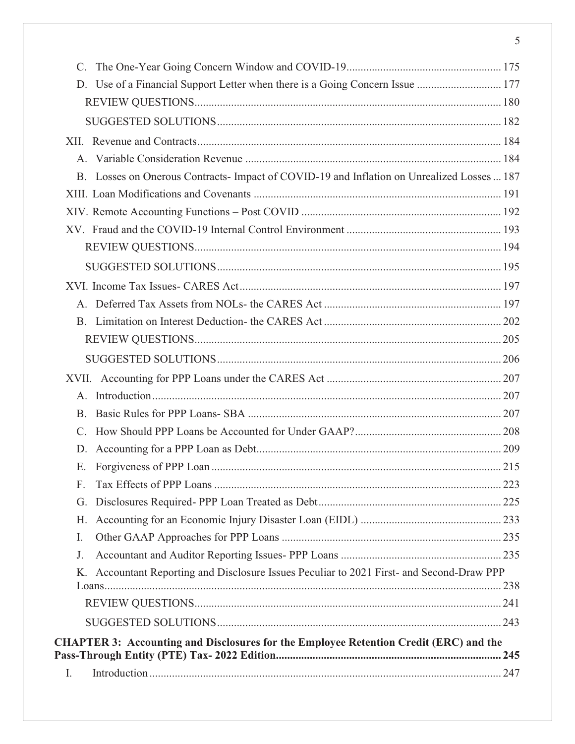C. The One-Year Going Concern Window and COVID-19 ....... 175

D. Use of a Financial Support Letter when there is a Going Concern Issue ....... 177

REVIEW QUESTIONS ....... 180

SUGGESTED SOLUTIONS ....... 182

XII. Revenue and Contracts ....... 184

A. Variable Consideration Revenue ....... 184

B. Losses on Onerous Contracts- Impact of COVID-19 and Inflation on Unrealized Losses ... 187

XIII. Loan Modifications and Covenants ....... 191

XIV. Remote Accounting Functions – Post COVID ....... 192

XV. Fraud and the COVID-19 Internal Control Environment ....... 193

REVIEW QUESTIONS ....... 194

SUGGESTED SOLUTIONS ....... 195

XVI. Income Tax Issues- CARES Act ....... 197

A. Deferred Tax Assets from NOLs- the CARES Act ....... 197

B. Limitation on Interest Deduction- the CARES Act ....... 202

REVIEW QUESTIONS ....... 205

SUGGESTED SOLUTIONS ....... 206

XVII. Accounting for PPP Loans under the CARES Act ....... 207

A. Introduction ....... 207

B. Basic Rules for PPP Loans- SBA ....... 207

C. How Should PPP Loans be Accounted for Under GAAP? ....... 208

D. Accounting for a PPP Loan as Debt ....... 209

E. Forgiveness of PPP Loan ....... 215

F. Tax Effects of PPP Loans ....... 223

G. Disclosures Required- PPP Loan Treated as Debt ....... 225

H. Accounting for an Economic Injury Disaster Loan (EIDL) ....... 233

I. Other GAAP Approaches for PPP Loans ....... 235

J. Accountant and Auditor Reporting Issues- PPP Loans ....... 235

K. Accountant Reporting and Disclosure Issues Peculiar to 2021 First- and Second-Draw PPP Loans ....... 238

REVIEW QUESTIONS ....... 241

SUGGESTED SOLUTIONS ....... 243

**CHAPTER 3: Accounting and Disclosures for the Employee Retention Credit (ERC) and the Pass-Through Entity (PTE) Tax- 2022 Edition ....... 245**

I. Introduction ....... 247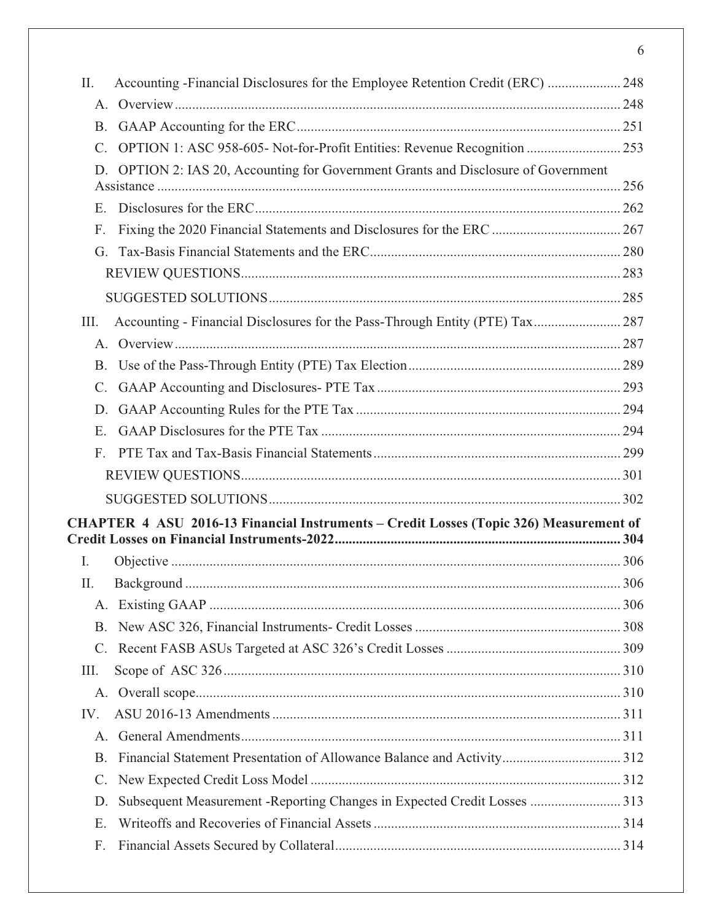II. Accounting -Financial Disclosures for the Employee Retention Credit (ERC) ..................... 248

A. Overview ..................... 248

B. GAAP Accounting for the ERC ..................... 251

C. OPTION 1: ASC 958-605- Not-for-Profit Entities: Revenue Recognition ..................... 253

D. OPTION 2: IAS 20, Accounting for Government Grants and Disclosure of Government Assistance ..................... 256

E. Disclosures for the ERC ..................... 262

F. Fixing the 2020 Financial Statements and Disclosures for the ERC ..................... 267

G. Tax-Basis Financial Statements and the ERC ..................... 280

REVIEW QUESTIONS ..................... 283

SUGGESTED SOLUTIONS ..................... 285

III. Accounting - Financial Disclosures for the Pass-Through Entity (PTE) Tax ..................... 287

A. Overview ..................... 287

B. Use of the Pass-Through Entity (PTE) Tax Election ..................... 289

C. GAAP Accounting and Disclosures- PTE Tax ..................... 293

D. GAAP Accounting Rules for the PTE Tax ..................... 294

E. GAAP Disclosures for the PTE Tax ..................... 294

F. PTE Tax and Tax-Basis Financial Statements ..................... 299

REVIEW QUESTIONS ..................... 301

SUGGESTED SOLUTIONS ..................... 302

**CHAPTER 4 ASU 2016-13 Financial Instruments – Credit Losses (Topic 326) Measurement of Credit Losses on Financial Instruments-2022 ..................... 304**

I. Objective ..................... 306

II. Background ..................... 306

A. Existing GAAP ..................... 306

B. New ASC 326, Financial Instruments- Credit Losses ..................... 308

C. Recent FASB ASUs Targeted at ASC 326's Credit Losses ..................... 309

III. Scope of ASC 326 ..................... 310

A. Overall scope ..................... 310

IV. ASU 2016-13 Amendments ..................... 311

A. General Amendments ..................... 311

B. Financial Statement Presentation of Allowance Balance and Activity ..................... 312

C. New Expected Credit Loss Model ..................... 312

D. Subsequent Measurement -Reporting Changes in Expected Credit Losses ..................... 313

E. Writeoffs and Recoveries of Financial Assets ..................... 314

F. Financial Assets Secured by Collateral ..................... 314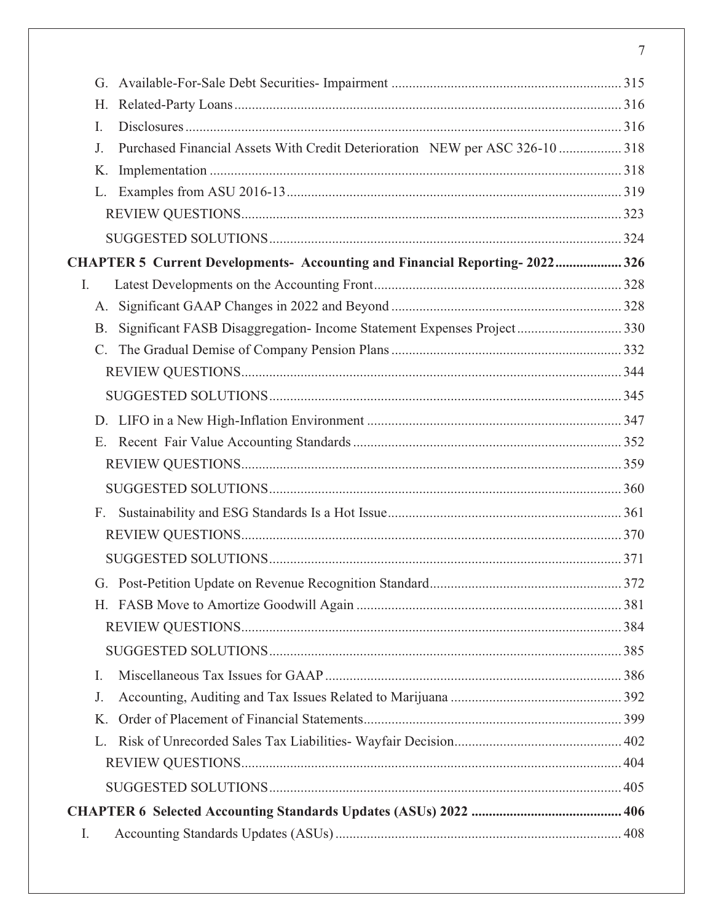G. Available-For-Sale Debt Securities- Impairment ........................................................................ 315

H. Related-Party Loans ........................................................................................................ 316

I. Disclosures ...................................................................................................................... 316

J. Purchased Financial Assets With Credit Deterioration NEW per ASC 326-10 .................. 318

K. Implementation ............................................................................................................... 318

L. Examples from ASU 2016-13 ............................................................................................. 319

REVIEW QUESTIONS ........................................................................................................... 323

SUGGESTED SOLUTIONS ..................................................................................................... 324

**CHAPTER 5 Current Developments- Accounting and Financial Reporting- 2022 .................. 326**

I. Latest Developments on the Accounting Front ...................................................................... 328

A. Significant GAAP Changes in 2022 and Beyond ................................................................ 328

B. Significant FASB Disaggregation- Income Statement Expenses Project ............................. 330

C. The Gradual Demise of Company Pension Plans ................................................................ 332

REVIEW QUESTIONS ........................................................................................................... 344

SUGGESTED SOLUTIONS ..................................................................................................... 345

D. LIFO in a New High-Inflation Environment ........................................................................ 347

E. Recent Fair Value Accounting Standards ........................................................................... 352

REVIEW QUESTIONS ........................................................................................................... 359

SUGGESTED SOLUTIONS ..................................................................................................... 360

F. Sustainability and ESG Standards Is a Hot Issue ................................................................ 361

REVIEW QUESTIONS ........................................................................................................... 370

SUGGESTED SOLUTIONS ..................................................................................................... 371

G. Post-Petition Update on Revenue Recognition Standard ...................................................... 372

H. FASB Move to Amortize Goodwill Again ........................................................................... 381

REVIEW QUESTIONS ........................................................................................................... 384

SUGGESTED SOLUTIONS ..................................................................................................... 385

I. Miscellaneous Tax Issues for GAAP .................................................................................... 386

J. Accounting, Auditing and Tax Issues Related to Marijuana ................................................ 392

K. Order of Placement of Financial Statements ......................................................................... 399

L. Risk of Unrecorded Sales Tax Liabilities- Wayfair Decision ............................................... 402

REVIEW QUESTIONS ........................................................................................................... 404

SUGGESTED SOLUTIONS ..................................................................................................... 405

**CHAPTER 6 Selected Accounting Standards Updates (ASUs) 2022 .......................................... 406**

I. Accounting Standards Updates (ASUs) ................................................................................. 408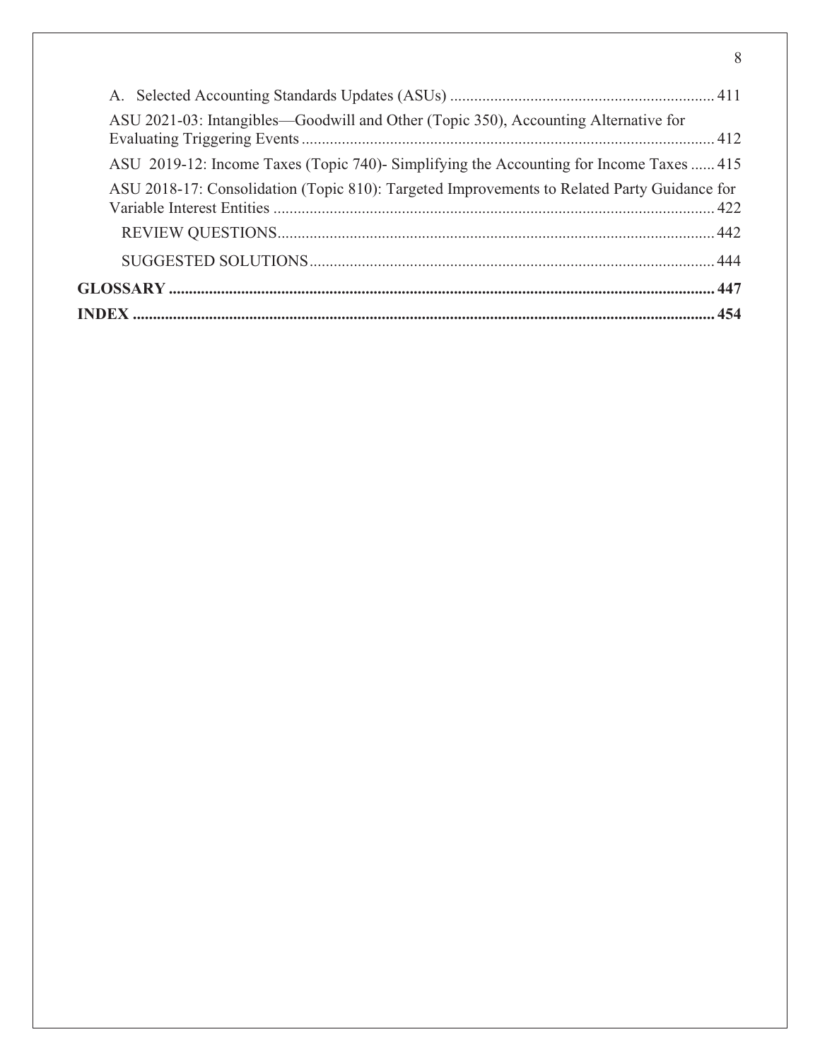A. Selected Accounting Standards Updates (ASUs) ........................................................................ 411

ASU 2021-03: Intangibles—Goodwill and Other (Topic 350), Accounting Alternative for Evaluating Triggering Events ........................................................................................................ 412

ASU 2019-12: Income Taxes (Topic 740)- Simplifying the Accounting for Income Taxes ...... 415

ASU 2018-17: Consolidation (Topic 810): Targeted Improvements to Related Party Guidance for Variable Interest Entities ............................................................................................................ 422

REVIEW QUESTIONS........................................................................................................... 442

SUGGESTED SOLUTIONS................................................................................................... 444

**GLOSSARY ........................................................................................................................ 447**

**INDEX ................................................................................................................................ 454**